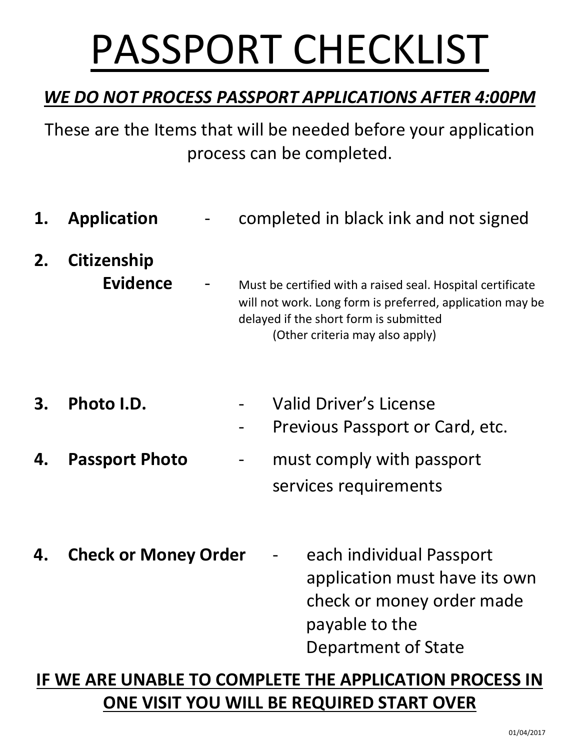# PASSPORT CHECKLIST

***WE DO NOT PROCESS PASSPORT APPLICATIONS AFTER 4:00PM***

These are the Items that will be needed before your application process can be completed.

1. **Application** - completed in black ink and not signed

2. **Citizenship Evidence** - Must be certified with a raised seal. Hospital certificate will not work. Long form is preferred, application may be delayed if the short form is submitted
   (Other criteria may also apply)

3. **Photo I.D.**
   - Valid Driver's License
   - Previous Passport or Card, etc.

4. **Passport Photo** - must comply with passport services requirements

4. **Check or Money Order** - each individual Passport application must have its own check or money order made payable to the Department of State

**IF WE ARE UNABLE TO COMPLETE THE APPLICATION PROCESS IN ONE VISIT YOU WILL BE REQUIRED START OVER**

01/04/2017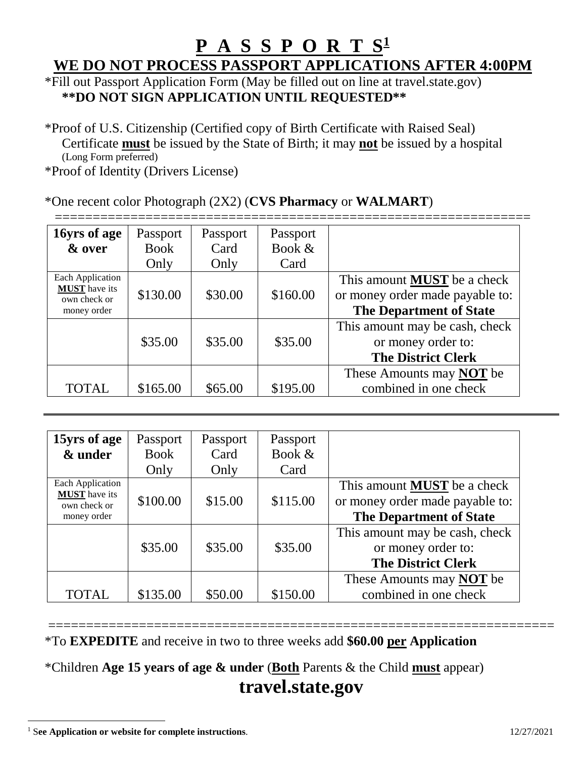# P A S S P O R T S[1]

## WE DO NOT PROCESS PASSPORT APPLICATIONS AFTER 4:00PM

*Fill out Passport Application Form (May be filled out on line at travel.state.gov)
**\*\*DO NOT SIGN APPLICATION UNTIL REQUESTED\*\***

*Proof of U.S. Citizenship (Certified copy of Birth Certificate with Raised Seal)
Certificate **must** be issued by the State of Birth; it may **not** be issued by a hospital
(Long Form preferred)

*Proof of Identity (Drivers License)

*One recent color Photograph (2X2) (**CVS Pharmacy** or **WALMART**)

| **16yrs of age & over** | Passport Book Only | Passport Card Only | Passport Book & Card | |
|---|---|---|---|---|
| Each Application **MUST** have its own check or money order | $130.00 | $30.00 | $160.00 | This amount **MUST** be a check or money order made payable to: **The Department of State** |
| | $35.00 | $35.00 | $35.00 | This amount may be cash, check or money order to: **The District Clerk** |
| TOTAL | $165.00 | $65.00 | $195.00 | These Amounts may **NOT** be combined in one check |

| **15yrs of age & under** | Passport Book Only | Passport Card Only | Passport Book & Card | |
|---|---|---|---|---|
| Each Application **MUST** have its own check or money order | $100.00 | $15.00 | $115.00 | This amount **MUST** be a check or money order made payable to: **The Department of State** |
| | $35.00 | $35.00 | $35.00 | This amount may be cash, check or money order to: **The District Clerk** |
| TOTAL | $135.00 | $50.00 | $150.00 | These Amounts may **NOT** be combined in one check |

*To **EXPEDITE** and receive in two to three weeks add **$60.00 per Application**

*Children **Age 15 years of age & under** (**Both** Parents & the Child **must** appear)

## travel.state.gov

[1] **See Application or website for complete instructions**.

12/27/2021